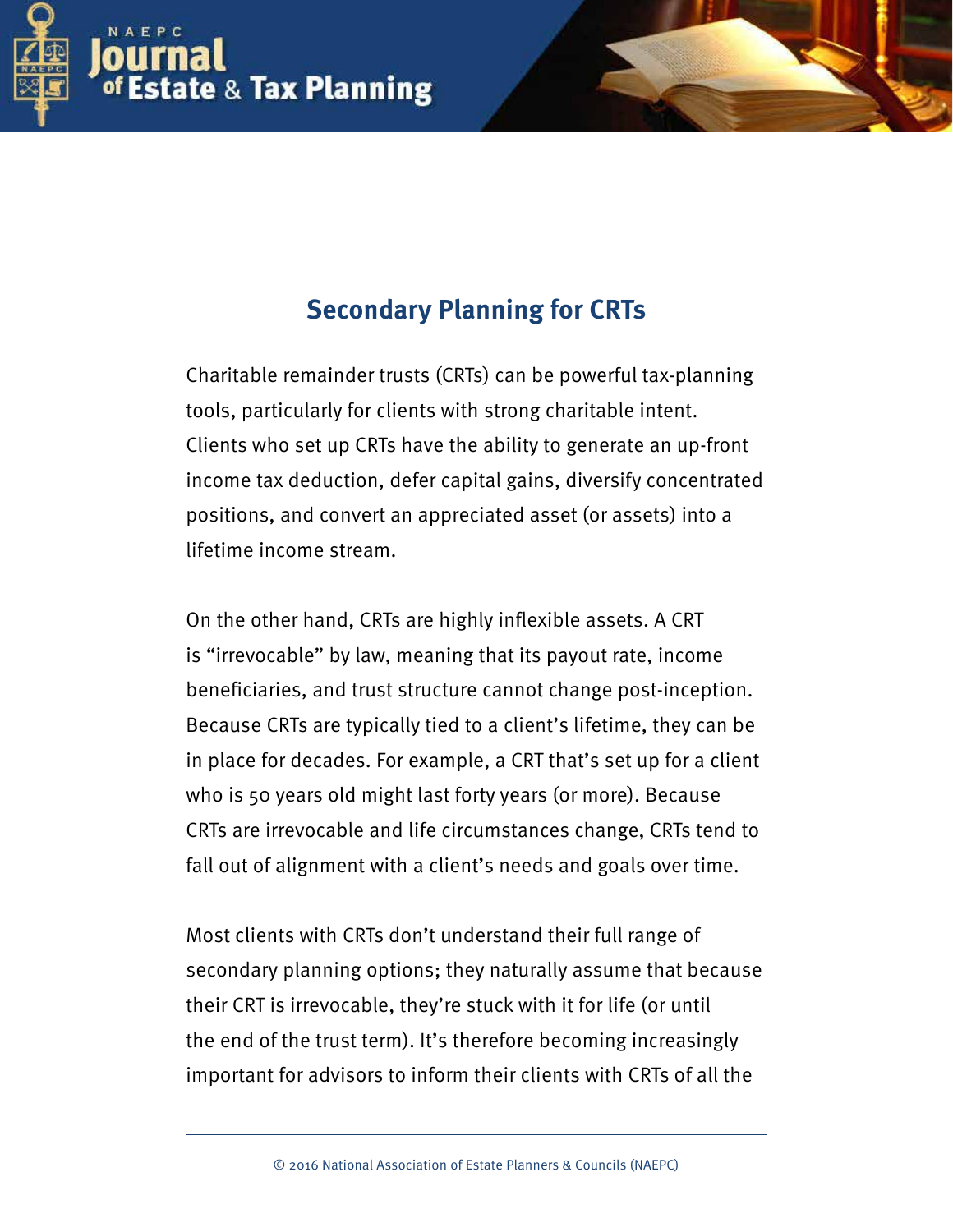# Secondary Planning for CRTs

Charitable remainder trusts (CRTs) can be powerful tax-planning tools, particularly for clients with strong charitable intent. Clients who set up CRTs have the ability to generate an up-front income tax deduction, defer capital gains, diversify concentrated positions, and convert an appreciated asset (or assets) into a lifetime income stream.

On the other hand, CRTs are highly inflexible assets. A CRT is "irrevocable" by law, meaning that its payout rate, income beneficiaries, and trust structure cannot change post-inception. Because CRTs are typically tied to a client's lifetime, they can be in place for decades. For example, a CRT that's set up for a client who is 50 years old might last forty years (or more). Because CRTs are irrevocable and life circumstances change, CRTs tend to fall out of alignment with a client's needs and goals over time.

Most clients with CRTs don't understand their full range of secondary planning options; they naturally assume that because their CRT is irrevocable, they're stuck with it for life (or until the end of the trust term). It's therefore becoming increasingly important for advisors to inform their clients with CRTs of all the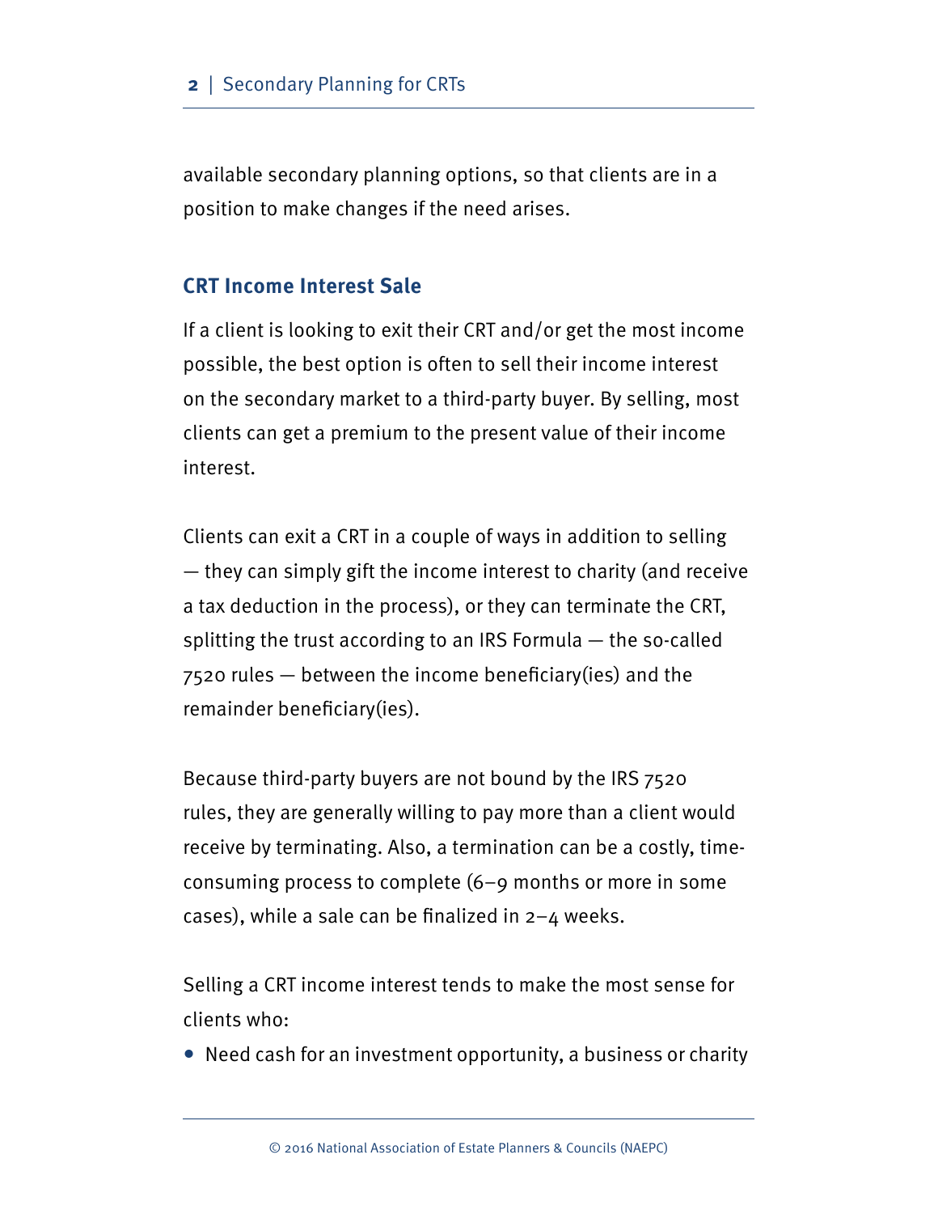available secondary planning options, so that clients are in a position to make changes if the need arises.

## CRT Income Interest Sale

If a client is looking to exit their CRT and/or get the most income possible, the best option is often to sell their income interest on the secondary market to a third-party buyer. By selling, most clients can get a premium to the present value of their income interest.

Clients can exit a CRT in a couple of ways in addition to selling — they can simply gift the income interest to charity (and receive a tax deduction in the process), or they can terminate the CRT, splitting the trust according to an IRS Formula — the so-called 7520 rules — between the income beneficiary(ies) and the remainder beneficiary(ies).

Because third-party buyers are not bound by the IRS 7520 rules, they are generally willing to pay more than a client would receive by terminating. Also, a termination can be a costly, time-consuming process to complete (6–9 months or more in some cases), while a sale can be finalized in 2–4 weeks.

Selling a CRT income interest tends to make the most sense for clients who:

- Need cash for an investment opportunity, a business or charity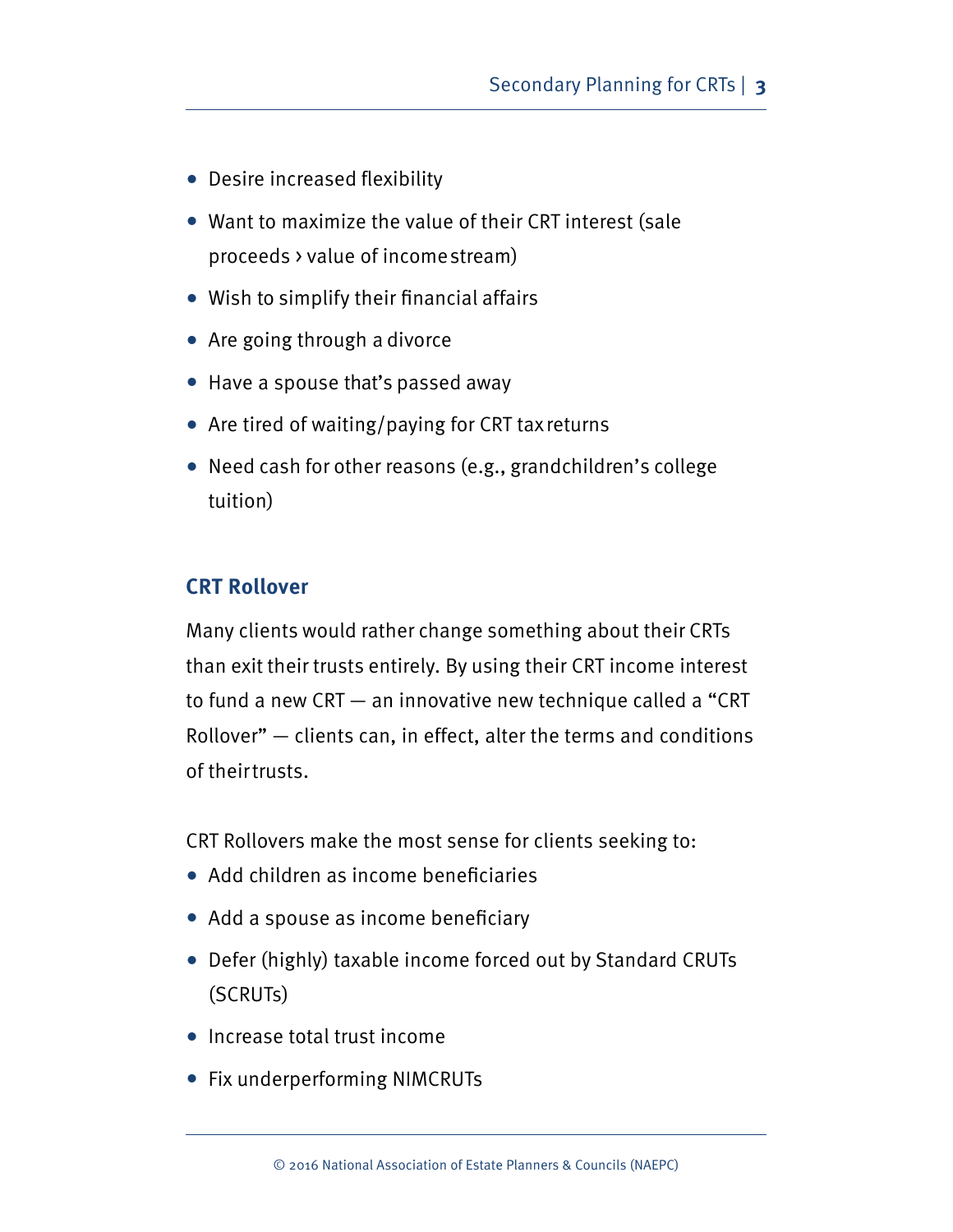- Desire increased flexibility
- Want to maximize the value of their CRT interest (sale proceeds › value of income stream)
- Wish to simplify their financial affairs
- Are going through a divorce
- Have a spouse that's passed away
- Are tired of waiting/paying for CRT tax returns
- Need cash for other reasons (e.g., grandchildren's college tuition)

## CRT Rollover

Many clients would rather change something about their CRTs than exit their trusts entirely. By using their CRT income interest to fund a new CRT — an innovative new technique called a "CRT Rollover" — clients can, in effect, alter the terms and conditions of their trusts.

CRT Rollovers make the most sense for clients seeking to:

- Add children as income beneficiaries
- Add a spouse as income beneficiary
- Defer (highly) taxable income forced out by Standard CRUTs (SCRUTs)
- Increase total trust income
- Fix underperforming NIMCRUTs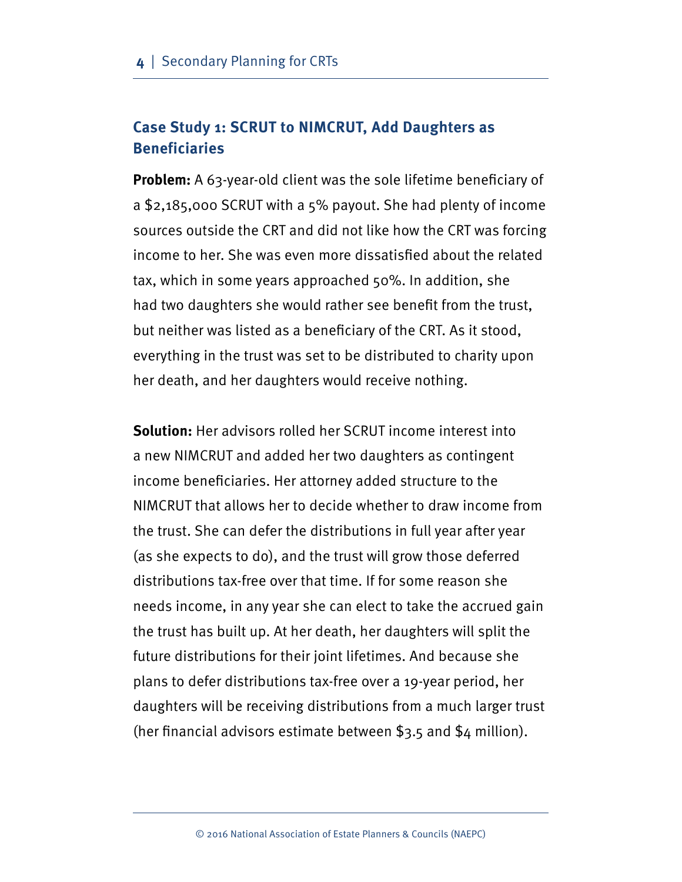## Case Study 1: SCRUT to NIMCRUT, Add Daughters as Beneficiaries

**Problem:** A 63-year-old client was the sole lifetime beneficiary of a $2,185,000 SCRUT with a 5% payout. She had plenty of income sources outside the CRT and did not like how the CRT was forcing income to her. She was even more dissatisfied about the related tax, which in some years approached 50%. In addition, she had two daughters she would rather see benefit from the trust, but neither was listed as a beneficiary of the CRT. As it stood, everything in the trust was set to be distributed to charity upon her death, and her daughters would receive nothing.

**Solution:** Her advisors rolled her SCRUT income interest into a new NIMCRUT and added her two daughters as contingent income beneficiaries. Her attorney added structure to the NIMCRUT that allows her to decide whether to draw income from the trust. She can defer the distributions in full year after year (as she expects to do), and the trust will grow those deferred distributions tax-free over that time. If for some reason she needs income, in any year she can elect to take the accrued gain the trust has built up. At her death, her daughters will split the future distributions for their joint lifetimes. And because she plans to defer distributions tax-free over a 19-year period, her daughters will be receiving distributions from a much larger trust (her financial advisors estimate between $3.5 and $4 million).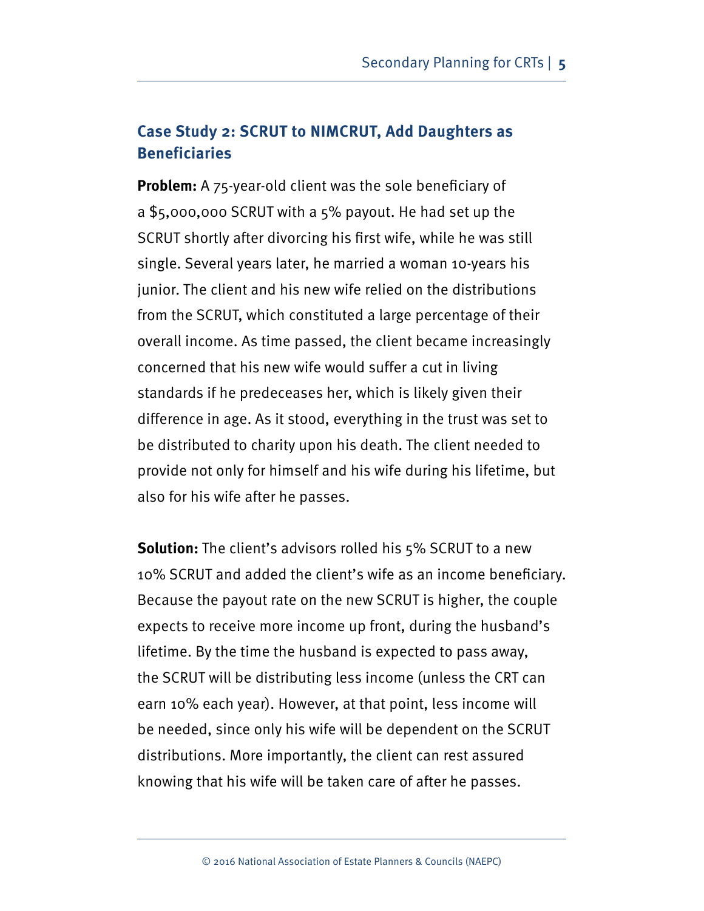## Case Study 2: SCRUT to NIMCRUT, Add Daughters as Beneficiaries

**Problem:** A 75-year-old client was the sole beneficiary of a $5,000,000 SCRUT with a 5% payout. He had set up the SCRUT shortly after divorcing his first wife, while he was still single. Several years later, he married a woman 10-years his junior. The client and his new wife relied on the distributions from the SCRUT, which constituted a large percentage of their overall income. As time passed, the client became increasingly concerned that his new wife would suffer a cut in living standards if he predeceases her, which is likely given their difference in age. As it stood, everything in the trust was set to be distributed to charity upon his death. The client needed to provide not only for himself and his wife during his lifetime, but also for his wife after he passes.

**Solution:** The client's advisors rolled his 5% SCRUT to a new 10% SCRUT and added the client's wife as an income beneficiary. Because the payout rate on the new SCRUT is higher, the couple expects to receive more income up front, during the husband's lifetime. By the time the husband is expected to pass away, the SCRUT will be distributing less income (unless the CRT can earn 10% each year). However, at that point, less income will be needed, since only his wife will be dependent on the SCRUT distributions. More importantly, the client can rest assured knowing that his wife will be taken care of after he passes.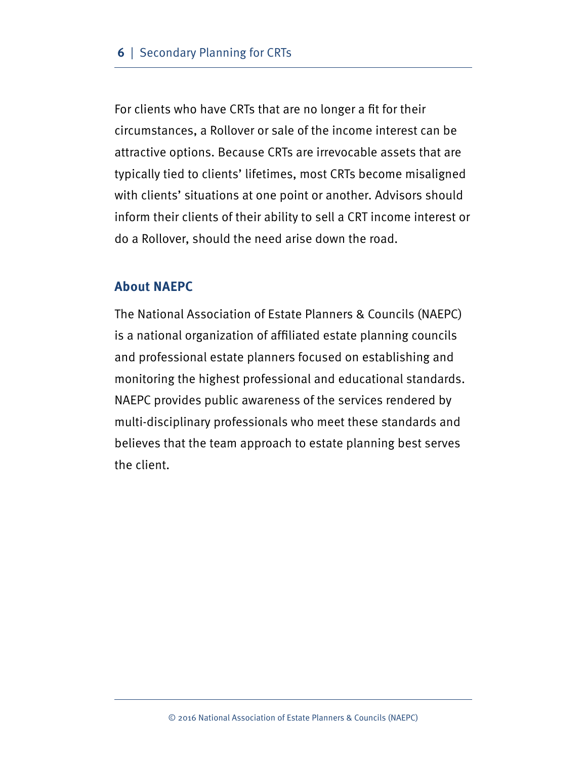For clients who have CRTs that are no longer a fit for their circumstances, a Rollover or sale of the income interest can be attractive options. Because CRTs are irrevocable assets that are typically tied to clients' lifetimes, most CRTs become misaligned with clients' situations at one point or another. Advisors should inform their clients of their ability to sell a CRT income interest or do a Rollover, should the need arise down the road.

## About NAEPC

The National Association of Estate Planners & Councils (NAEPC) is a national organization of affiliated estate planning councils and professional estate planners focused on establishing and monitoring the highest professional and educational standards. NAEPC provides public awareness of the services rendered by multi-disciplinary professionals who meet these standards and believes that the team approach to estate planning best serves the client.